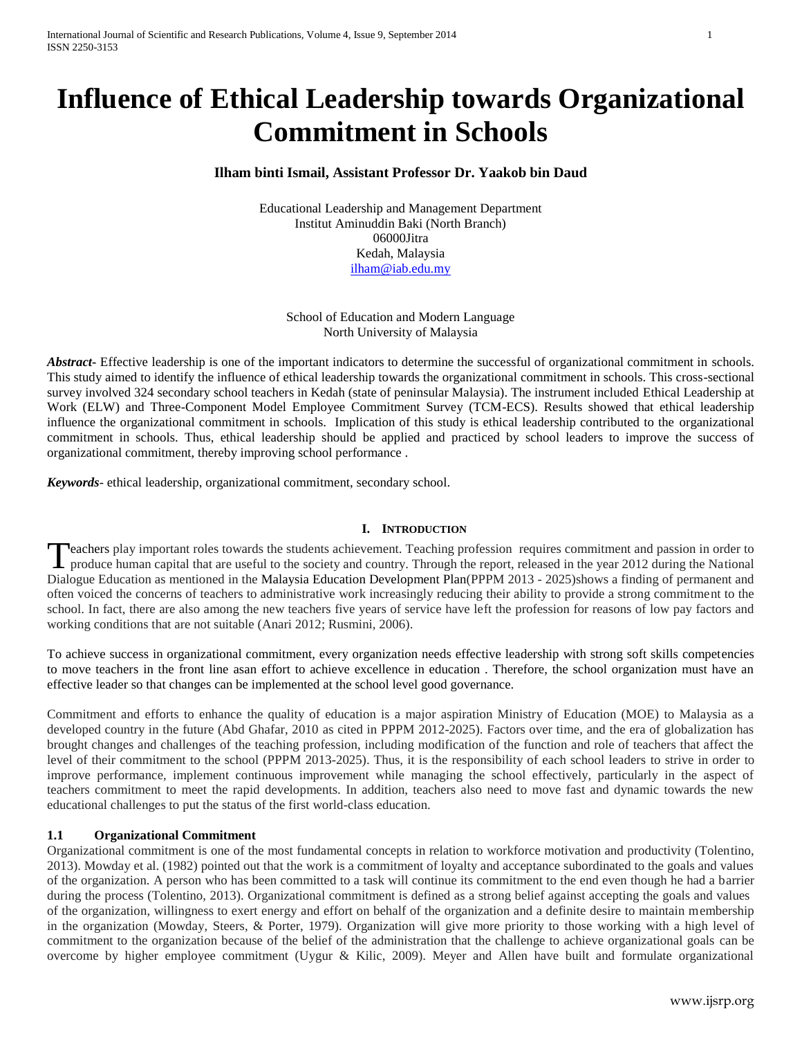# Influence of Ethical Leadership towards Organizational Commitment in Schools

**Ilham binti Ismail, Assistant Professor Dr. Yaakob bin Daud**

Educational Leadership and Management Department
Institut Aminuddin Baki (North Branch)
06000Jitra
Kedah, Malaysia
ilham@iab.edu.my

School of Education and Modern Language
North University of Malaysia

***Abstract***- Effective leadership is one of the important indicators to determine the successful of organizational commitment in schools. This study aimed to identify the influence of ethical leadership towards the organizational commitment in schools. This cross-sectional survey involved 324 secondary school teachers in Kedah (state of peninsular Malaysia). The instrument included Ethical Leadership at Work (ELW) and Three-Component Model Employee Commitment Survey (TCM-ECS). Results showed that ethical leadership influence the organizational commitment in schools. Implication of this study is ethical leadership contributed to the organizational commitment in schools. Thus, ethical leadership should be applied and practiced by school leaders to improve the success of organizational commitment, thereby improving school performance .

***Keywords***- ethical leadership, organizational commitment, secondary school.

## I. Introduction

Teachers play important roles towards the students achievement. Teaching profession requires commitment and passion in order to produce human capital that are useful to the society and country. Through the report, released in the year 2012 during the National Dialogue Education as mentioned in the Malaysia Education Development Plan(PPPM 2013 - 2025)shows a finding of permanent and often voiced the concerns of teachers to administrative work increasingly reducing their ability to provide a strong commitment to the school. In fact, there are also among the new teachers five years of service have left the profession for reasons of low pay factors and working conditions that are not suitable (Anari 2012; Rusmini, 2006).

To achieve success in organizational commitment, every organization needs effective leadership with strong soft skills competencies to move teachers in the front line asan effort to achieve excellence in education . Therefore, the school organization must have an effective leader so that changes can be implemented at the school level good governance.

Commitment and efforts to enhance the quality of education is a major aspiration Ministry of Education (MOE) to Malaysia as a developed country in the future (Abd Ghafar, 2010 as cited in PPPM 2012-2025). Factors over time, and the era of globalization has brought changes and challenges of the teaching profession, including modification of the function and role of teachers that affect the level of their commitment to the school (PPPM 2013-2025). Thus, it is the responsibility of each school leaders to strive in order to improve performance, implement continuous improvement while managing the school effectively, particularly in the aspect of teachers commitment to meet the rapid developments. In addition, teachers also need to move fast and dynamic towards the new educational challenges to put the status of the first world-class education.

### 1.1 Organizational Commitment

Organizational commitment is one of the most fundamental concepts in relation to workforce motivation and productivity (Tolentino, 2013). Mowday et al. (1982) pointed out that the work is a commitment of loyalty and acceptance subordinated to the goals and values of the organization. A person who has been committed to a task will continue its commitment to the end even though he had a barrier during the process (Tolentino, 2013). Organizational commitment is defined as a strong belief against accepting the goals and values of the organization, willingness to exert energy and effort on behalf of the organization and a definite desire to maintain membership in the organization (Mowday, Steers, & Porter, 1979). Organization will give more priority to those working with a high level of commitment to the organization because of the belief of the administration that the challenge to achieve organizational goals can be overcome by higher employee commitment (Uygur & Kilic, 2009). Meyer and Allen have built and formulate organizational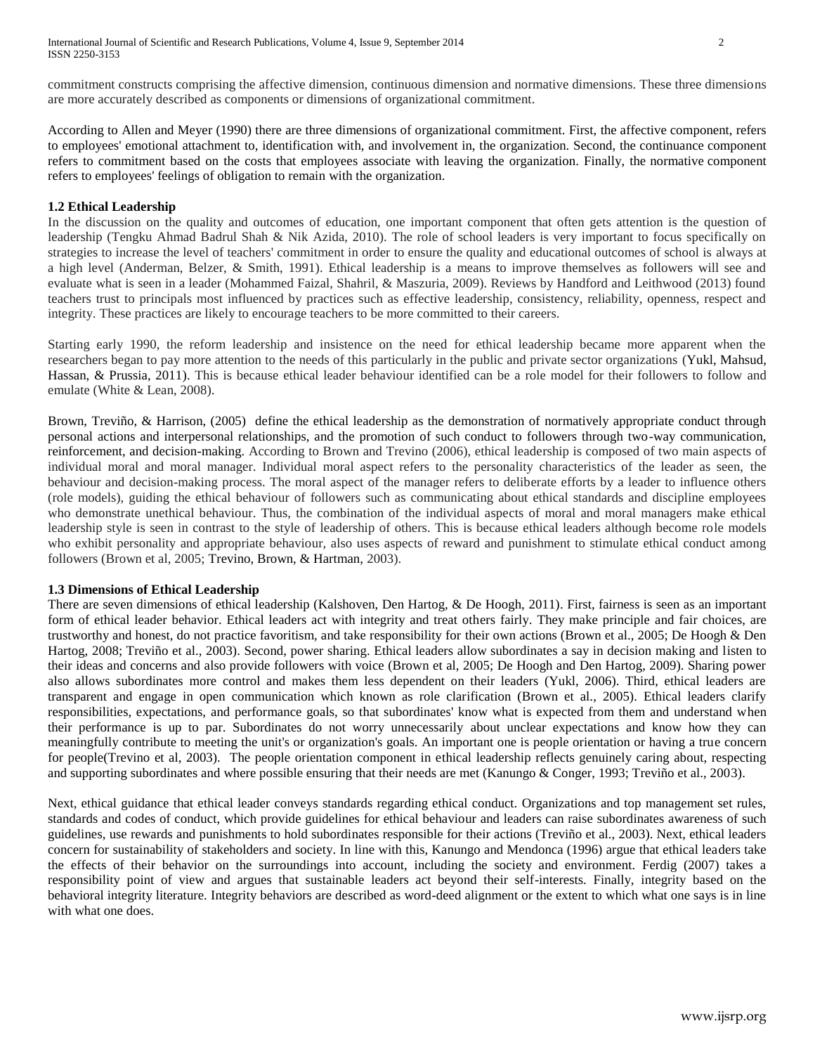commitment constructs comprising the affective dimension, continuous dimension and normative dimensions. These three dimensions are more accurately described as components or dimensions of organizational commitment.

According to Allen and Meyer (1990) there are three dimensions of organizational commitment. First, the affective component, refers to employees' emotional attachment to, identification with, and involvement in, the organization. Second, the continuance component refers to commitment based on the costs that employees associate with leaving the organization. Finally, the normative component refers to employees' feelings of obligation to remain with the organization.

### 1.2 Ethical Leadership

In the discussion on the quality and outcomes of education, one important component that often gets attention is the question of leadership (Tengku Ahmad Badrul Shah & Nik Azida, 2010). The role of school leaders is very important to focus specifically on strategies to increase the level of teachers' commitment in order to ensure the quality and educational outcomes of school is always at a high level (Anderman, Belzer, & Smith, 1991). Ethical leadership is a means to improve themselves as followers will see and evaluate what is seen in a leader (Mohammed Faizal, Shahril, & Maszuria, 2009). Reviews by Handford and Leithwood (2013) found teachers trust to principals most influenced by practices such as effective leadership, consistency, reliability, openness, respect and integrity. These practices are likely to encourage teachers to be more committed to their careers.

Starting early 1990, the reform leadership and insistence on the need for ethical leadership became more apparent when the researchers began to pay more attention to the needs of this particularly in the public and private sector organizations (Yukl, Mahsud, Hassan, & Prussia, 2011). This is because ethical leader behaviour identified can be a role model for their followers to follow and emulate (White & Lean, 2008).

Brown, Treviño, & Harrison, (2005) define the ethical leadership as the demonstration of normatively appropriate conduct through personal actions and interpersonal relationships, and the promotion of such conduct to followers through two-way communication, reinforcement, and decision-making. According to Brown and Trevino (2006), ethical leadership is composed of two main aspects of individual moral and moral manager. Individual moral aspect refers to the personality characteristics of the leader as seen, the behaviour and decision-making process. The moral aspect of the manager refers to deliberate efforts by a leader to influence others (role models), guiding the ethical behaviour of followers such as communicating about ethical standards and discipline employees who demonstrate unethical behaviour. Thus, the combination of the individual aspects of moral and moral managers make ethical leadership style is seen in contrast to the style of leadership of others. This is because ethical leaders although become role models who exhibit personality and appropriate behaviour, also uses aspects of reward and punishment to stimulate ethical conduct among followers (Brown et al, 2005; Trevino, Brown, & Hartman, 2003).

### 1.3 Dimensions of Ethical Leadership

There are seven dimensions of ethical leadership (Kalshoven, Den Hartog, & De Hoogh, 2011). First, fairness is seen as an important form of ethical leader behavior. Ethical leaders act with integrity and treat others fairly. They make principle and fair choices, are trustworthy and honest, do not practice favoritism, and take responsibility for their own actions (Brown et al., 2005; De Hoogh & Den Hartog, 2008; Treviño et al., 2003). Second, power sharing. Ethical leaders allow subordinates a say in decision making and listen to their ideas and concerns and also provide followers with voice (Brown et al, 2005; De Hoogh and Den Hartog, 2009). Sharing power also allows subordinates more control and makes them less dependent on their leaders (Yukl, 2006). Third, ethical leaders are transparent and engage in open communication which known as role clarification (Brown et al., 2005). Ethical leaders clarify responsibilities, expectations, and performance goals, so that subordinates' know what is expected from them and understand when their performance is up to par. Subordinates do not worry unnecessarily about unclear expectations and know how they can meaningfully contribute to meeting the unit's or organization's goals. An important one is people orientation or having a true concern for people(Trevino et al, 2003). The people orientation component in ethical leadership reflects genuinely caring about, respecting and supporting subordinates and where possible ensuring that their needs are met (Kanungo & Conger, 1993; Treviño et al., 2003).

Next, ethical guidance that ethical leader conveys standards regarding ethical conduct. Organizations and top management set rules, standards and codes of conduct, which provide guidelines for ethical behaviour and leaders can raise subordinates awareness of such guidelines, use rewards and punishments to hold subordinates responsible for their actions (Treviño et al., 2003). Next, ethical leaders concern for sustainability of stakeholders and society. In line with this, Kanungo and Mendonca (1996) argue that ethical leaders take the effects of their behavior on the surroundings into account, including the society and environment. Ferdig (2007) takes a responsibility point of view and argues that sustainable leaders act beyond their self-interests. Finally, integrity based on the behavioral integrity literature. Integrity behaviors are described as word-deed alignment or the extent to which what one says is in line with what one does.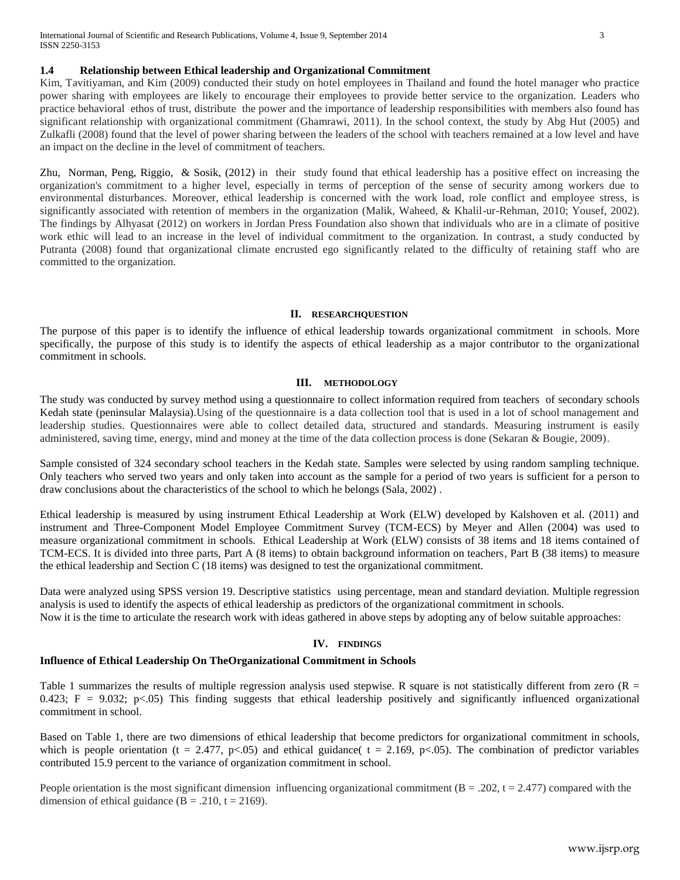### 1.4 Relationship between Ethical leadership and Organizational Commitment

Kim, Tavitiyaman, and Kim (2009) conducted their study on hotel employees in Thailand and found the hotel manager who practice power sharing with employees are likely to encourage their employees to provide better service to the organization. Leaders who practice behavioral ethos of trust, distribute the power and the importance of leadership responsibilities with members also found has significant relationship with organizational commitment (Ghamrawi, 2011). In the school context, the study by Abg Hut (2005) and Zulkafli (2008) found that the level of power sharing between the leaders of the school with teachers remained at a low level and have an impact on the decline in the level of commitment of teachers.

Zhu, Norman, Peng, Riggio, & Sosik, (2012) in their study found that ethical leadership has a positive effect on increasing the organization's commitment to a higher level, especially in terms of perception of the sense of security among workers due to environmental disturbances. Moreover, ethical leadership is concerned with the work load, role conflict and employee stress, is significantly associated with retention of members in the organization (Malik, Waheed, & Khalil-ur-Rehman, 2010; Yousef, 2002). The findings by Alhyasat (2012) on workers in Jordan Press Foundation also shown that individuals who are in a climate of positive work ethic will lead to an increase in the level of individual commitment to the organization. In contrast, a study conducted by Putranta (2008) found that organizational climate encrusted ego significantly related to the difficulty of retaining staff who are committed to the organization.

## II. RESEARCHQUESTION

The purpose of this paper is to identify the influence of ethical leadership towards organizational commitment in schools. More specifically, the purpose of this study is to identify the aspects of ethical leadership as a major contributor to the organizational commitment in schools.

## III. METHODOLOGY

The study was conducted by survey method using a questionnaire to collect information required from teachers of secondary schools Kedah state (peninsular Malaysia).Using of the questionnaire is a data collection tool that is used in a lot of school management and leadership studies. Questionnaires were able to collect detailed data, structured and standards. Measuring instrument is easily administered, saving time, energy, mind and money at the time of the data collection process is done (Sekaran & Bougie, 2009).

Sample consisted of 324 secondary school teachers in the Kedah state. Samples were selected by using random sampling technique. Only teachers who served two years and only taken into account as the sample for a period of two years is sufficient for a person to draw conclusions about the characteristics of the school to which he belongs (Sala, 2002) .

Ethical leadership is measured by using instrument Ethical Leadership at Work (ELW) developed by Kalshoven et al. (2011) and instrument and Three-Component Model Employee Commitment Survey (TCM-ECS) by Meyer and Allen (2004) was used to measure organizational commitment in schools. Ethical Leadership at Work (ELW) consists of 38 items and 18 items contained of TCM-ECS. It is divided into three parts, Part A (8 items) to obtain background information on teachers, Part B (38 items) to measure the ethical leadership and Section C (18 items) was designed to test the organizational commitment.

Data were analyzed using SPSS version 19. Descriptive statistics using percentage, mean and standard deviation. Multiple regression analysis is used to identify the aspects of ethical leadership as predictors of the organizational commitment in schools.
Now it is the time to articulate the research work with ideas gathered in above steps by adopting any of below suitable approaches:

## IV. FINDINGS

### Influence of Ethical Leadership On TheOrganizational Commitment in Schools

Table 1 summarizes the results of multiple regression analysis used stepwise. R square is not statistically different from zero ($R = 0.423$; $F = 9.032$; $p<.05$) This finding suggests that ethical leadership positively and significantly influenced organizational commitment in school.

Based on Table 1, there are two dimensions of ethical leadership that become predictors for organizational commitment in schools, which is people orientation ($t = 2.477$, $p<.05$) and ethical guidance( $t = 2.169$, $p<.05$). The combination of predictor variables contributed 15.9 percent to the variance of organization commitment in school.

People orientation is the most significant dimension influencing organizational commitment ($B = .202$, $t = 2.477$) compared with the dimension of ethical guidance ($B = .210$, $t = 2169$).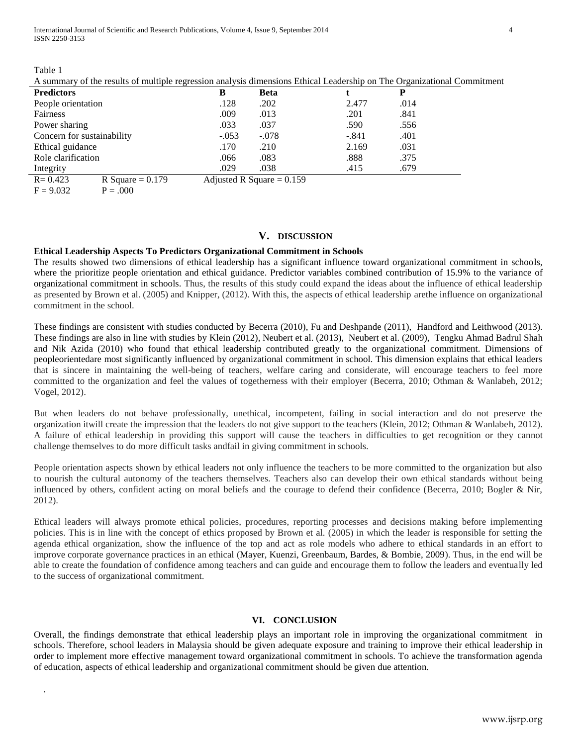Table 1

A summary of the results of multiple regression analysis dimensions Ethical Leadership on The Organizational Commitment

| Predictors | B | Beta | t | P |
|---|---|---|---|---|
| People orientation | .128 | .202 | 2.477 | .014 |
| Fairness | .009 | .013 | .201 | .841 |
| Power sharing | .033 | .037 | .590 | .556 |
| Concern for sustainability | -.053 | -.078 | -.841 | .401 |
| Ethical guidance | .170 | .210 | 2.169 | .031 |
| Role clarification | .066 | .083 | .888 | .375 |
| Integrity | .029 | .038 | .415 | .679 |

R= 0.423 R Square = 0.179 Adjusted R Square = 0.159

F = 9.032 P = .000

## V. DISCUSSION

**Ethical Leadership Aspects To Predictors Organizational Commitment in Schools**

The results showed two dimensions of ethical leadership has a significant influence toward organizational commitment in schools, where the prioritize people orientation and ethical guidance. Predictor variables combined contribution of 15.9% to the variance of organizational commitment in schools. Thus, the results of this study could expand the ideas about the influence of ethical leadership as presented by Brown et al. (2005) and Knipper, (2012). With this, the aspects of ethical leadership arethe influence on organizational commitment in the school.

These findings are consistent with studies conducted by Becerra (2010), Fu and Deshpande (2011), Handford and Leithwood (2013). These findings are also in line with studies by Klein (2012), Neubert et al. (2013), Neubert et al. (2009), Tengku Ahmad Badrul Shah and Nik Azida (2010) who found that ethical leadership contributed greatly to the organizational commitment. Dimensions of peopleorientedare most significantly influenced by organizational commitment in school. This dimension explains that ethical leaders that is sincere in maintaining the well-being of teachers, welfare caring and considerate, will encourage teachers to feel more committed to the organization and feel the values of togetherness with their employer (Becerra, 2010; Othman & Wanlabeh, 2012; Vogel, 2012).

But when leaders do not behave professionally, unethical, incompetent, failing in social interaction and do not preserve the organization itwill create the impression that the leaders do not give support to the teachers (Klein, 2012; Othman & Wanlabeh, 2012). A failure of ethical leadership in providing this support will cause the teachers in difficulties to get recognition or they cannot challenge themselves to do more difficult tasks andfail in giving commitment in schools.

People orientation aspects shown by ethical leaders not only influence the teachers to be more committed to the organization but also to nourish the cultural autonomy of the teachers themselves. Teachers also can develop their own ethical standards without being influenced by others, confident acting on moral beliefs and the courage to defend their confidence (Becerra, 2010; Bogler & Nir, 2012).

Ethical leaders will always promote ethical policies, procedures, reporting processes and decisions making before implementing policies. This is in line with the concept of ethics proposed by Brown et al. (2005) in which the leader is responsible for setting the agenda ethical organization, show the influence of the top and act as role models who adhere to ethical standards in an effort to improve corporate governance practices in an ethical (Mayer, Kuenzi, Greenbaum, Bardes, & Bombie, 2009). Thus, in the end will be able to create the foundation of confidence among teachers and can guide and encourage them to follow the leaders and eventually led to the success of organizational commitment.

## VI. CONCLUSION

Overall, the findings demonstrate that ethical leadership plays an important role in improving the organizational commitment in schools. Therefore, school leaders in Malaysia should be given adequate exposure and training to improve their ethical leadership in order to implement more effective management toward organizational commitment in schools. To achieve the transformation agenda of education, aspects of ethical leadership and organizational commitment should be given due attention.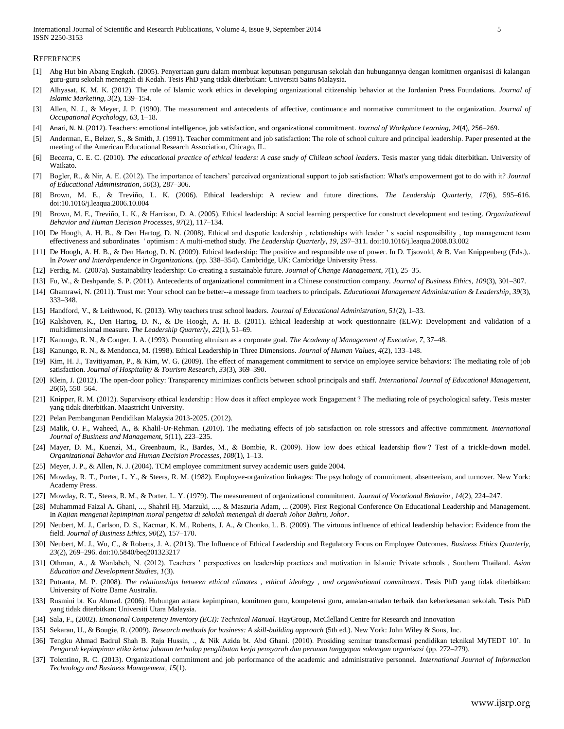## REFERENCES

[1] Abg Hut bin Abang Engkeh. (2005). Penyertaan guru dalam membuat keputusan pengurusan sekolah dan hubungannya dengan komitmen organisasi di kalangan guru-guru sekolah menengah di Kedah. Tesis PhD yang tidak diterbitkan: Universiti Sains Malaysia.

[2] Alhyasat, K. M. K. (2012). The role of Islamic work ethics in developing organizational citizenship behavior at the Jordanian Press Foundations. *Journal of Islamic Marketing*, *3*(2), 139–154.

[3] Allen, N. J., & Meyer, J. P. (1990). The measurement and antecedents of affective, continuance and normative commitment to the organization. *Journal of Occupational Pcychology*, *63*, 1–18.

[4] Anari, N. N. (2012). Teachers: emotional intelligence, job satisfaction, and organizational commitment. *Journal of Workplace Learning*, *24*(4), 256–269.

[5] Anderman, E., Belzer, S., & Smith, J. (1991). Teacher commitment and job satisfaction: The role of school culture and principal leadership. Paper presented at the meeting of the American Educational Research Association, Chicago, IL.

[6] Becerra, C. E. C. (2010). *The educational practice of ethical leaders: A case study of Chilean school leaders*. Tesis master yang tidak diterbitkan. University of Waikato.

[7] Bogler, R., & Nir, A. E. (2012). The importance of teachers' perceived organizational support to job satisfaction: What's empowerment got to do with it? *Journal of Educational Administration*, *50*(3), 287–306.

[8] Brown, M. E., & Treviño, L. K. (2006). Ethical leadership: A review and future directions. *The Leadership Quarterly*, *17*(6), 595–616. doi:10.1016/j.leaqua.2006.10.004

[9] Brown, M. E., Treviño, L. K., & Harrison, D. A. (2005). Ethical leadership: A social learning perspective for construct development and testing. *Organizational Behavior and Human Decision Processes*, *97*(2), 117–134.

[10] De Hoogh, A. H. B., & Den Hartog, D. N. (2008). Ethical and despotic leadership , relationships with leader ' s social responsibility , top management team effectiveness and subordinates ' optimism : A multi-method study. *The Leadership Quarterly*, *19*, 297–311. doi:10.1016/j.leaqua.2008.03.002

[11] De Hoogh, A. H. B., & Den Hartog, D. N. (2009). Ethical leadership: The positive and responsible use of power. In D. Tjsovold, & B. Van Knippenberg (Eds.),. In *Power and Interdependence in Organizations.* (pp. 338–354). Cambridge, UK: Cambridge University Press.

[12] Ferdig, M. (2007a). Sustainability leadership: Co-creating a sustainable future. *Journal of Change Management*, *7*(1), 25–35.

[13] Fu, W., & Deshpande, S. P. (2011). Antecedents of organizational commitment in a Chinese construction company. *Journal of Business Ethics*, *109*(3), 301–307.

[14] Ghamrawi, N. (2011). Trust me: Your school can be better--a message from teachers to principals. *Educational Management Administration & Leadership*, *39*(3), 333–348.

[15] Handford, V., & Leithwood, K. (2013). Why teachers trust school leaders. *Journal of Educational Administration*, *51*(2), 1–33.

[16] Kalshoven, K., Den Hartog, D. N., & De Hoogh, A. H. B. (2011). Ethical leadership at work questionnaire (ELW): Development and validation of a multidimensional measure. *The Leadership Quarterly*, *22*(1), 51–69.

[17] Kanungo, R. N., & Conger, J. A. (1993). Promoting altruism as a corporate goal. *The Academy of Management of Executive*, *7*, 37–48.

[18] Kanungo, R. N., & Mendonca, M. (1998). Ethical Leadership in Three Dimensions. *Journal of Human Values*, *4*(2), 133–148.

[19] Kim, H. J., Tavitiyaman, P., & Kim, W. G. (2009). The effect of management commitment to service on employee service behaviors: The mediating role of job satisfaction. *Journal of Hospitality & Tourism Research*, *33*(3), 369–390.

[20] Klein, J. (2012). The open-door policy: Transparency minimizes conflicts between school principals and staff. *International Journal of Educational Management*, *26*(6), 550–564.

[21] Knipper, R. M. (2012). Supervisory ethical leadership : How does it affect employee work Engagement ? The mediating role of psychological safety. Tesis master yang tidak diterbitkan. Maastricht University.

[22] Pelan Pembangunan Pendidikan Malaysia 2013-2025. (2012).

[23] Malik, O. F., Waheed, A., & Khalil-Ur-Rehman. (2010). The mediating effects of job satisfaction on role stressors and affective commitment. *International Journal of Business and Management*, *5*(11), 223–235.

[24] Mayer, D. M., Kuenzi, M., Greenbaum, R., Bardes, M., & Bombie, R. (2009). How low does ethical leadership flow ? Test of a trickle-down model. *Organizational Behavior and Human Decision Processes*, *108*(1), 1–13.

[25] Meyer, J. P., & Allen, N. J. (2004). TCM employee commitment survey academic users guide 2004.

[26] Mowday, R. T., Porter, L. Y., & Steers, R. M. (1982). Employee-organization linkages: The psychology of commitment, absenteeism, and turnover. New York: Academy Press.

[27] Mowday, R. T., Steers, R. M., & Porter, L. Y. (1979). The measurement of organizational commitment. *Journal of Vocational Behavior*, *14*(2), 224–247.

[28] Muhammad Faizal A. Ghani, ..., Shahril Hj. Marzuki, ...., & Maszuria Adam, ... (2009). First Regional Conference On Educational Leadership and Management. In *Kajian mengenai kepimpinan moral pengetua di sekolah menengah di daerah Johor Bahru, Johor*.

[29] Neubert, M. J., Carlson, D. S., Kacmar, K. M., Roberts, J. A., & Chonko, L. B. (2009). The virtuous influence of ethical leadership behavior: Evidence from the field. *Journal of Business Ethics*, *90*(2), 157–170.

[30] Neubert, M. J., Wu, C., & Roberts, J. A. (2013). The Influence of Ethical Leadership and Regulatory Focus on Employee Outcomes. *Business Ethics Quarterly*, *23*(2), 269–296. doi:10.5840/beq201323217

[31] Othman, A., & Wanlabeh, N. (2012). Teachers ' perspectives on leadership practices and motivation in Islamic Private schools , Southern Thailand. *Asian Education and Development Studies*, *1*(3).

[32] Putranta, M. P. (2008). *The relationships between ethical climates , ethical ideology , and organisational commitment*. Tesis PhD yang tidak diterbitkan: University of Notre Dame Australia.

[33] Rusmini bt. Ku Ahmad. (2006). Hubungan antara kepimpinan, komitmen guru, kompetensi guru, amalan-amalan terbaik dan keberkesanan sekolah. Tesis PhD yang tidak diterbitkan: Universiti Utara Malaysia.

[34] Sala, F., (2002). *Emotional Competency Inventory (ECI): Technical Manual*. HayGroup, McClelland Centre for Research and Innovation

[35] Sekaran, U., & Bougie, R. (2009). *Research methods for business: A skill-building approach* (5th ed.). New York: John Wiley & Sons, Inc.

[36] Tengku Ahmad Badrul Shah B. Raja Hussin, ., & Nik Azida bt. Abd Ghani. (2010). Prosiding seminar transformasi pendidikan teknikal MyTEDT 10'. In *Pengaruh kepimpinan etika ketua jabatan terhadap penglibatan kerja pensyarah dan peranan tanggapan sokongan organisasi* (pp. 272–279).

[37] Tolentino, R. C. (2013). Organizational commitment and job performance of the academic and administrative personnel. *International Journal of Information Technology and Business Management*, *15*(1).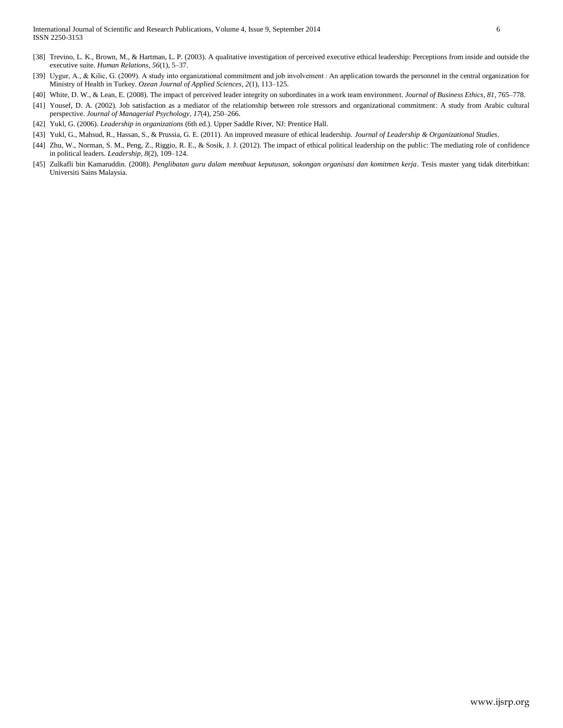[38] Trevino, L. K., Brown, M., & Hartman, L. P. (2003). A qualitative investigation of perceived executive ethical leadership: Perceptions from inside and outside the executive suite. *Human Relations*, *56*(1), 5–37.

[39] Uygur, A., & Kilic, G. (2009). A study into organizational commitment and job involvement : An application towards the personnel in the central organization for Ministry of Health in Turkey. *Ozean Journal of Applied Sciences*, *2*(1), 113–125.

[40] White, D. W., & Lean, E. (2008). The impact of perceived leader integrity on subordinates in a work team environment. *Journal of Business Ethics*, *81*, 765–778.

[41] Yousef, D. A. (2002). Job satisfaction as a mediator of the relationship between role stressors and organizational commitment: A study from Arabic cultural perspective. *Journal of Managerial Psychology*, *17*(4), 250–266.

[42] Yukl, G. (2006). *Leadership in organizations* (6th ed.). Upper Saddle River, NJ: Prentice Hall.

[43] Yukl, G., Mahsud, R., Hassan, S., & Prussia, G. E. (2011). An improved measure of ethical leadership. *Journal of Leadership & Organizational Studies*.

[44] Zhu, W., Norman, S. M., Peng, Z., Riggio, R. E., & Sosik, J. J. (2012). The impact of ethical political leadership on the public: The mediating role of confidence in political leaders. *Leadership*, *8*(2), 109–124.

[45] Zulkafli bin Kamaruddin. (2008). *Penglibatan guru dalam membuat keputusan, sokongan organisasi dan komitmen kerja*. Tesis master yang tidak diterbitkan: Universiti Sains Malaysia.